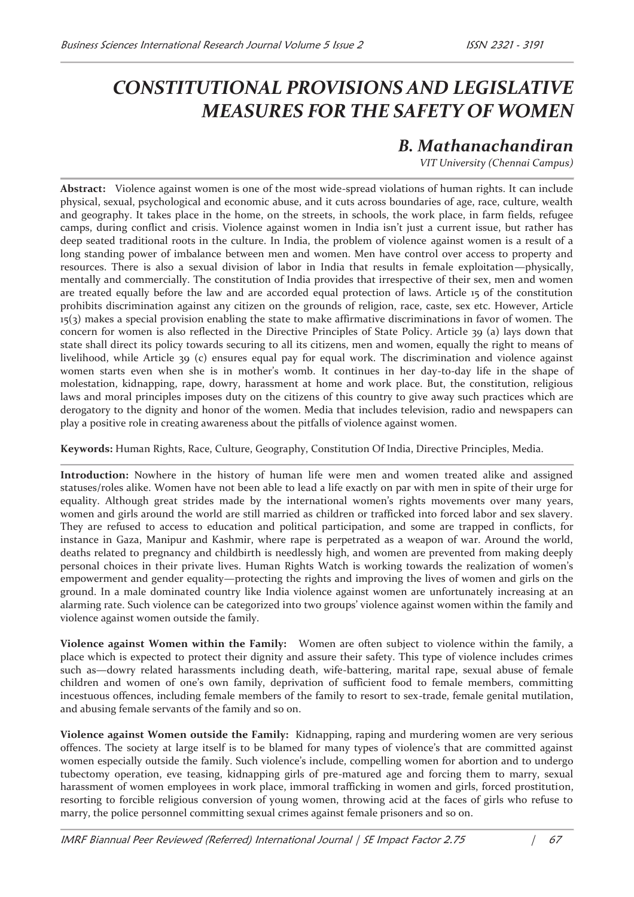# CONSTITUTIONAL PROVISIONS AND LEGISLATIVE MEASURES FOR THE SAFETY OF WOMEN

## B. Mathanachandiran

*VIT University (Chennai Campus)*

**Abstract:** Violence against women is one of the most wide-spread violations of human rights. It can include physical, sexual, psychological and economic abuse, and it cuts across boundaries of age, race, culture, wealth and geography. It takes place in the home, on the streets, in schools, the work place, in farm fields, refugee camps, during conflict and crisis. Violence against women in India isn't just a current issue, but rather has deep seated traditional roots in the culture. In India, the problem of violence against women is a result of a long standing power of imbalance between men and women. Men have control over access to property and resources. There is also a sexual division of labor in India that results in female exploitation—physically, mentally and commercially. The constitution of India provides that irrespective of their sex, men and women are treated equally before the law and are accorded equal protection of laws. Article 15 of the constitution prohibits discrimination against any citizen on the grounds of religion, race, caste, sex etc. However, Article 15(3) makes a special provision enabling the state to make affirmative discriminations in favor of women. The concern for women is also reflected in the Directive Principles of State Policy. Article 39 (a) lays down that state shall direct its policy towards securing to all its citizens, men and women, equally the right to means of livelihood, while Article 39 (c) ensures equal pay for equal work. The discrimination and violence against women starts even when she is in mother's womb. It continues in her day-to-day life in the shape of molestation, kidnapping, rape, dowry, harassment at home and work place. But, the constitution, religious laws and moral principles imposes duty on the citizens of this country to give away such practices which are derogatory to the dignity and honor of the women. Media that includes television, radio and newspapers can play a positive role in creating awareness about the pitfalls of violence against women.

**Keywords:** Human Rights, Race, Culture, Geography, Constitution Of India, Directive Principles, Media.

**Introduction:** Nowhere in the history of human life were men and women treated alike and assigned statuses/roles alike. Women have not been able to lead a life exactly on par with men in spite of their urge for equality. Although great strides made by the international women's rights movements over many years, women and girls around the world are still married as children or trafficked into forced labor and sex slavery. They are refused to access to education and political participation, and some are trapped in conflicts, for instance in Gaza, Manipur and Kashmir, where rape is perpetrated as a weapon of war. Around the world, deaths related to pregnancy and childbirth is needlessly high, and women are prevented from making deeply personal choices in their private lives. Human Rights Watch is working towards the realization of women's empowerment and gender equality—protecting the rights and improving the lives of women and girls on the ground. In a male dominated country like India violence against women are unfortunately increasing at an alarming rate. Such violence can be categorized into two groups' violence against women within the family and violence against women outside the family.

**Violence against Women within the Family:** Women are often subject to violence within the family, a place which is expected to protect their dignity and assure their safety. This type of violence includes crimes such as—dowry related harassments including death, wife-battering, marital rape, sexual abuse of female children and women of one's own family, deprivation of sufficient food to female members, committing incestuous offences, including female members of the family to resort to sex-trade, female genital mutilation, and abusing female servants of the family and so on.

**Violence against Women outside the Family:** Kidnapping, raping and murdering women are very serious offences. The society at large itself is to be blamed for many types of violence's that are committed against women especially outside the family. Such violence's include, compelling women for abortion and to undergo tubectomy operation, eve teasing, kidnapping girls of pre-matured age and forcing them to marry, sexual harassment of women employees in work place, immoral trafficking in women and girls, forced prostitution, resorting to forcible religious conversion of young women, throwing acid at the faces of girls who refuse to marry, the police personnel committing sexual crimes against female prisoners and so on.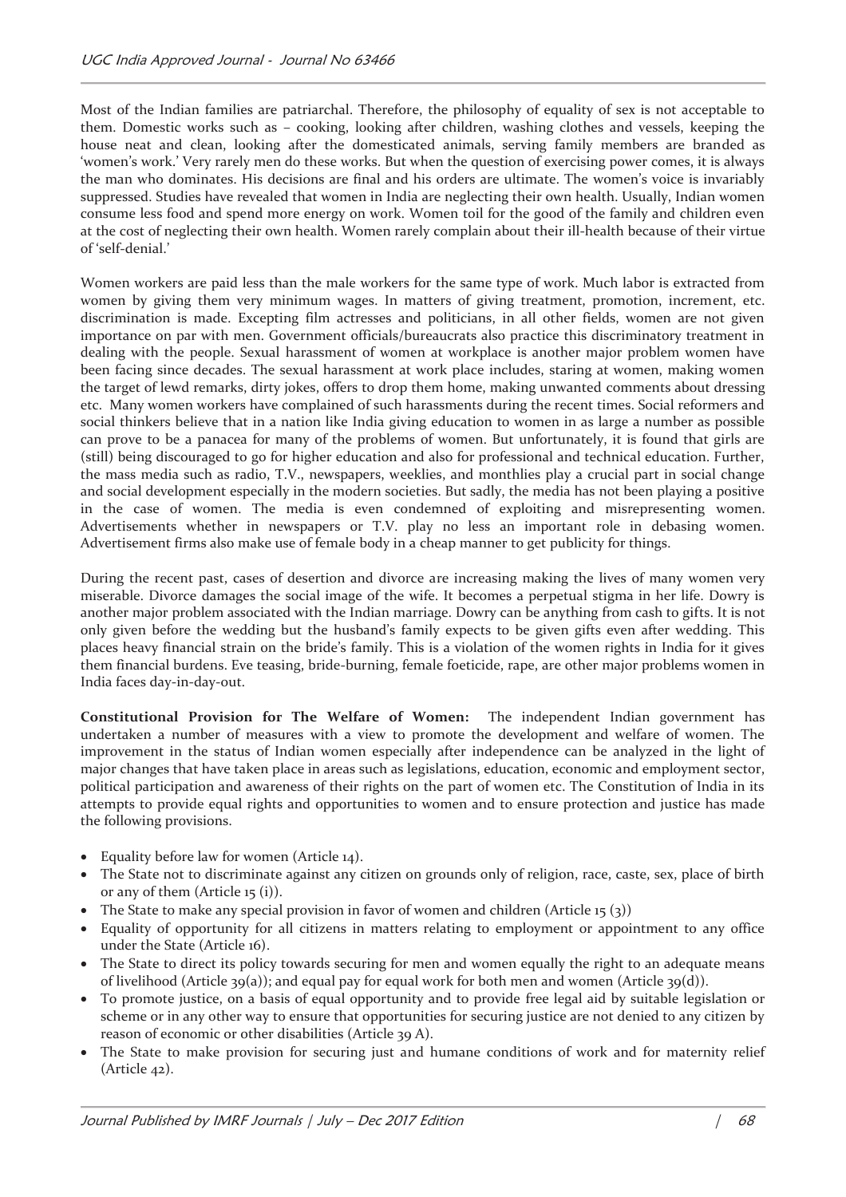Most of the Indian families are patriarchal. Therefore, the philosophy of equality of sex is not acceptable to them. Domestic works such as – cooking, looking after children, washing clothes and vessels, keeping the house neat and clean, looking after the domesticated animals, serving family members are branded as 'women's work.' Very rarely men do these works. But when the question of exercising power comes, it is always the man who dominates. His decisions are final and his orders are ultimate. The women's voice is invariably suppressed. Studies have revealed that women in India are neglecting their own health. Usually, Indian women consume less food and spend more energy on work. Women toil for the good of the family and children even at the cost of neglecting their own health. Women rarely complain about their ill-health because of their virtue of 'self-denial.'

Women workers are paid less than the male workers for the same type of work. Much labor is extracted from women by giving them very minimum wages. In matters of giving treatment, promotion, increment, etc. discrimination is made. Excepting film actresses and politicians, in all other fields, women are not given importance on par with men. Government officials/bureaucrats also practice this discriminatory treatment in dealing with the people. Sexual harassment of women at workplace is another major problem women have been facing since decades. The sexual harassment at work place includes, staring at women, making women the target of lewd remarks, dirty jokes, offers to drop them home, making unwanted comments about dressing etc. Many women workers have complained of such harassments during the recent times. Social reformers and social thinkers believe that in a nation like India giving education to women in as large a number as possible can prove to be a panacea for many of the problems of women. But unfortunately, it is found that girls are (still) being discouraged to go for higher education and also for professional and technical education. Further, the mass media such as radio, T.V., newspapers, weeklies, and monthlies play a crucial part in social change and social development especially in the modern societies. But sadly, the media has not been playing a positive in the case of women. The media is even condemned of exploiting and misrepresenting women. Advertisements whether in newspapers or T.V. play no less an important role in debasing women. Advertisement firms also make use of female body in a cheap manner to get publicity for things.

During the recent past, cases of desertion and divorce are increasing making the lives of many women very miserable. Divorce damages the social image of the wife. It becomes a perpetual stigma in her life. Dowry is another major problem associated with the Indian marriage. Dowry can be anything from cash to gifts. It is not only given before the wedding but the husband's family expects to be given gifts even after wedding. This places heavy financial strain on the bride's family. This is a violation of the women rights in India for it gives them financial burdens. Eve teasing, bride-burning, female foeticide, rape, are other major problems women in India faces day-in-day-out.

**Constitutional Provision for The Welfare of Women:** The independent Indian government has undertaken a number of measures with a view to promote the development and welfare of women. The improvement in the status of Indian women especially after independence can be analyzed in the light of major changes that have taken place in areas such as legislations, education, economic and employment sector, political participation and awareness of their rights on the part of women etc. The Constitution of India in its attempts to provide equal rights and opportunities to women and to ensure protection and justice has made the following provisions.

- Equality before law for women (Article 14).
- The State not to discriminate against any citizen on grounds only of religion, race, caste, sex, place of birth or any of them (Article 15 (i)).
- The State to make any special provision in favor of women and children (Article 15 (3))
- Equality of opportunity for all citizens in matters relating to employment or appointment to any office under the State (Article 16).
- The State to direct its policy towards securing for men and women equally the right to an adequate means of livelihood (Article 39(a)); and equal pay for equal work for both men and women (Article 39(d)).
- To promote justice, on a basis of equal opportunity and to provide free legal aid by suitable legislation or scheme or in any other way to ensure that opportunities for securing justice are not denied to any citizen by reason of economic or other disabilities (Article 39 A).
- The State to make provision for securing just and humane conditions of work and for maternity relief (Article 42).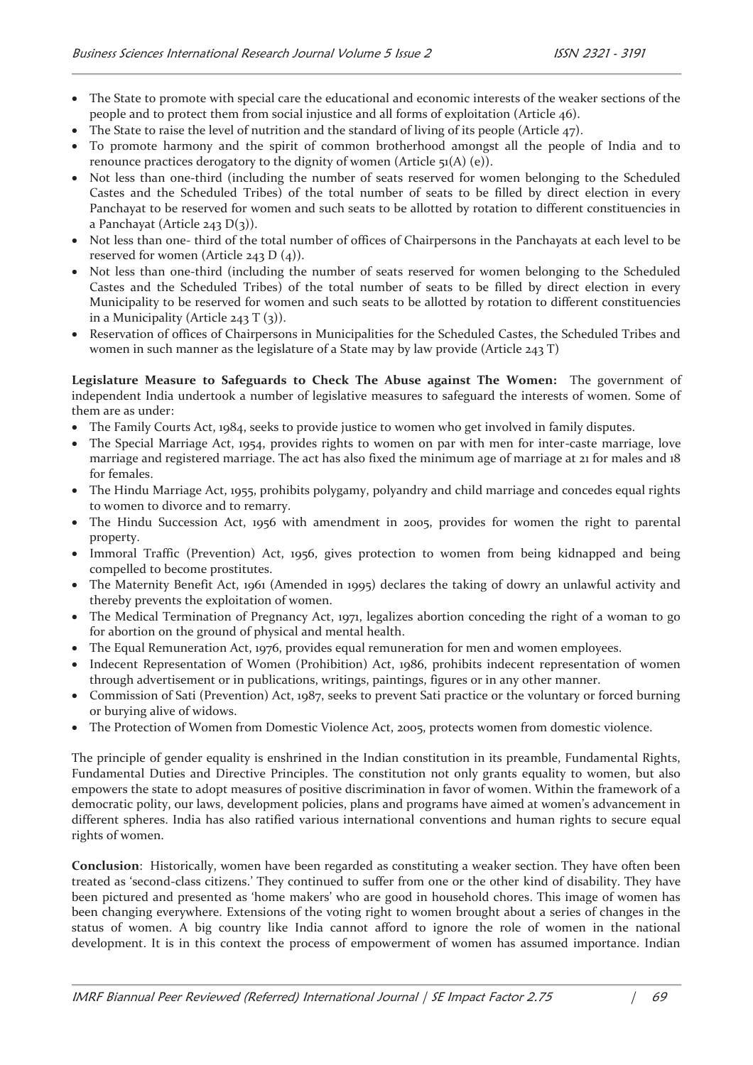- The State to promote with special care the educational and economic interests of the weaker sections of the people and to protect them from social injustice and all forms of exploitation (Article 46).
- The State to raise the level of nutrition and the standard of living of its people (Article 47).
- To promote harmony and the spirit of common brotherhood amongst all the people of India and to renounce practices derogatory to the dignity of women (Article 51(A) (e)).
- Not less than one-third (including the number of seats reserved for women belonging to the Scheduled Castes and the Scheduled Tribes) of the total number of seats to be filled by direct election in every Panchayat to be reserved for women and such seats to be allotted by rotation to different constituencies in a Panchayat (Article 243 D(3)).
- Not less than one- third of the total number of offices of Chairpersons in the Panchayats at each level to be reserved for women (Article 243 D (4)).
- Not less than one-third (including the number of seats reserved for women belonging to the Scheduled Castes and the Scheduled Tribes) of the total number of seats to be filled by direct election in every Municipality to be reserved for women and such seats to be allotted by rotation to different constituencies in a Municipality (Article 243 T (3)).
- Reservation of offices of Chairpersons in Municipalities for the Scheduled Castes, the Scheduled Tribes and women in such manner as the legislature of a State may by law provide (Article 243 T)

**Legislature Measure to Safeguards to Check The Abuse against The Women:** The government of independent India undertook a number of legislative measures to safeguard the interests of women. Some of them are as under:

- The Family Courts Act, 1984, seeks to provide justice to women who get involved in family disputes.
- The Special Marriage Act, 1954, provides rights to women on par with men for inter-caste marriage, love marriage and registered marriage. The act has also fixed the minimum age of marriage at 21 for males and 18 for females.
- The Hindu Marriage Act, 1955, prohibits polygamy, polyandry and child marriage and concedes equal rights to women to divorce and to remarry.
- The Hindu Succession Act, 1956 with amendment in 2005, provides for women the right to parental property.
- Immoral Traffic (Prevention) Act, 1956, gives protection to women from being kidnapped and being compelled to become prostitutes.
- The Maternity Benefit Act, 1961 (Amended in 1995) declares the taking of dowry an unlawful activity and thereby prevents the exploitation of women.
- The Medical Termination of Pregnancy Act, 1971, legalizes abortion conceding the right of a woman to go for abortion on the ground of physical and mental health.
- The Equal Remuneration Act, 1976, provides equal remuneration for men and women employees.
- Indecent Representation of Women (Prohibition) Act, 1986, prohibits indecent representation of women through advertisement or in publications, writings, paintings, figures or in any other manner.
- Commission of Sati (Prevention) Act, 1987, seeks to prevent Sati practice or the voluntary or forced burning or burying alive of widows.
- The Protection of Women from Domestic Violence Act, 2005, protects women from domestic violence.

The principle of gender equality is enshrined in the Indian constitution in its preamble, Fundamental Rights, Fundamental Duties and Directive Principles. The constitution not only grants equality to women, but also empowers the state to adopt measures of positive discrimination in favor of women. Within the framework of a democratic polity, our laws, development policies, plans and programs have aimed at women's advancement in different spheres. India has also ratified various international conventions and human rights to secure equal rights of women.

**Conclusion**: Historically, women have been regarded as constituting a weaker section. They have often been treated as 'second-class citizens.' They continued to suffer from one or the other kind of disability. They have been pictured and presented as 'home makers' who are good in household chores. This image of women has been changing everywhere. Extensions of the voting right to women brought about a series of changes in the status of women. A big country like India cannot afford to ignore the role of women in the national development. It is in this context the process of empowerment of women has assumed importance. Indian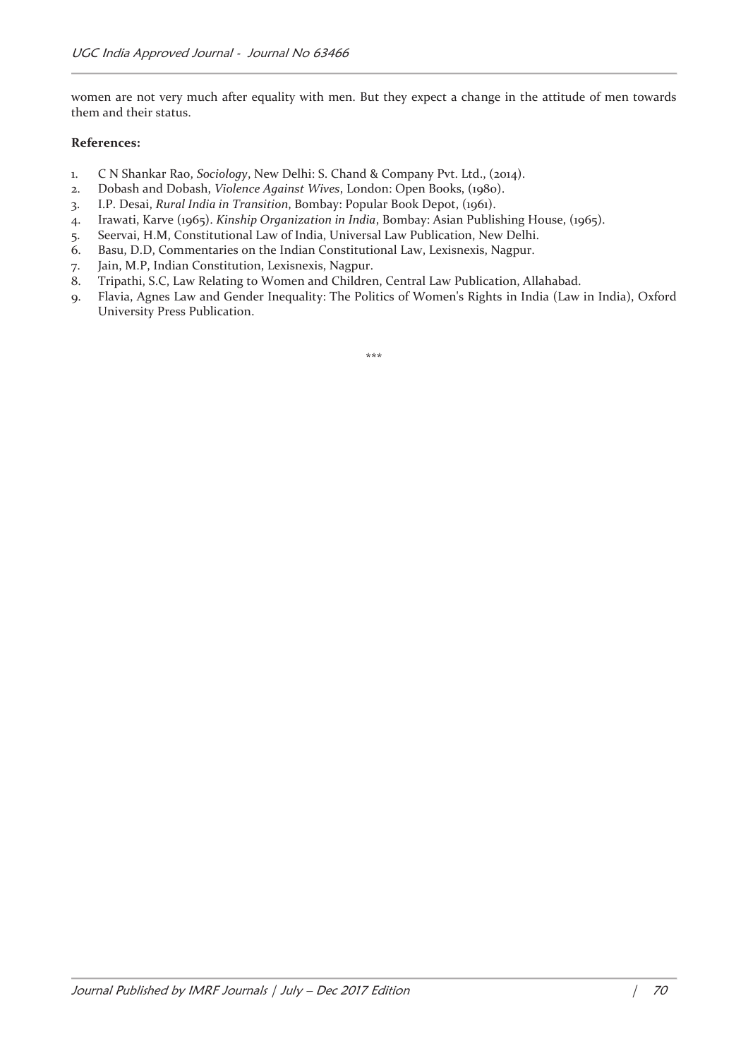women are not very much after equality with men. But they expect a change in the attitude of men towards them and their status.

**References:**

1. C N Shankar Rao, *Sociology*, New Delhi: S. Chand & Company Pvt. Ltd., (2014).
2. Dobash and Dobash, *Violence Against Wives*, London: Open Books, (1980).
3. I.P. Desai, *Rural India in Transition*, Bombay: Popular Book Depot, (1961).
4. Irawati, Karve (1965). *Kinship Organization in India*, Bombay: Asian Publishing House, (1965).
5. Seervai, H.M, Constitutional Law of India, Universal Law Publication, New Delhi.
6. Basu, D.D, Commentaries on the Indian Constitutional Law, Lexisnexis, Nagpur.
7. Jain, M.P, Indian Constitution, Lexisnexis, Nagpur.
8. Tripathi, S.C, Law Relating to Women and Children, Central Law Publication, Allahabad.
9. Flavia, Agnes Law and Gender Inequality: The Politics of Women's Rights in India (Law in India), Oxford University Press Publication.

***